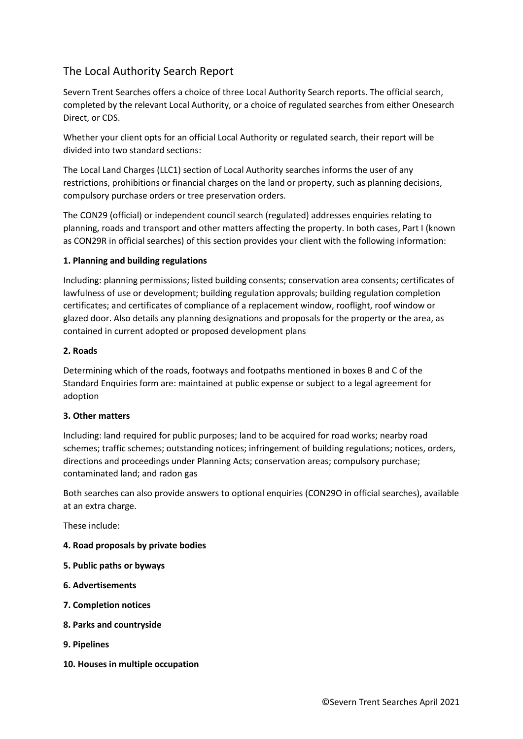# The Local Authority Search Report

Severn Trent Searches offers a choice of three Local Authority Search reports. The official search, completed by the relevant Local Authority, or a choice of regulated searches from either Onesearch Direct, or CDS.

Whether your client opts for an official Local Authority or regulated search, their report will be divided into two standard sections:

The Local Land Charges (LLC1) section of Local Authority searches informs the user of any restrictions, prohibitions or financial charges on the land or property, such as planning decisions, compulsory purchase orders or tree preservation orders.

The CON29 (official) or independent council search (regulated) addresses enquiries relating to planning, roads and transport and other matters affecting the property. In both cases, Part I (known as CON29R in official searches) of this section provides your client with the following information:

**1. Planning and building regulations**

Including: planning permissions; listed building consents; conservation area consents; certificates of lawfulness of use or development; building regulation approvals; building regulation completion certificates; and certificates of compliance of a replacement window, rooflight, roof window or glazed door. Also details any planning designations and proposals for the property or the area, as contained in current adopted or proposed development plans

**2. Roads**

Determining which of the roads, footways and footpaths mentioned in boxes B and C of the Standard Enquiries form are: maintained at public expense or subject to a legal agreement for adoption

**3. Other matters**

Including: land required for public purposes; land to be acquired for road works; nearby road schemes; traffic schemes; outstanding notices; infringement of building regulations; notices, orders, directions and proceedings under Planning Acts; conservation areas; compulsory purchase; contaminated land; and radon gas

Both searches can also provide answers to optional enquiries (CON29O in official searches), available at an extra charge.

These include:

**4. Road proposals by private bodies**

**5. Public paths or byways**

**6. Advertisements**

**7. Completion notices**

**8. Parks and countryside**

**9. Pipelines**

**10. Houses in multiple occupation**

©Severn Trent Searches April 2021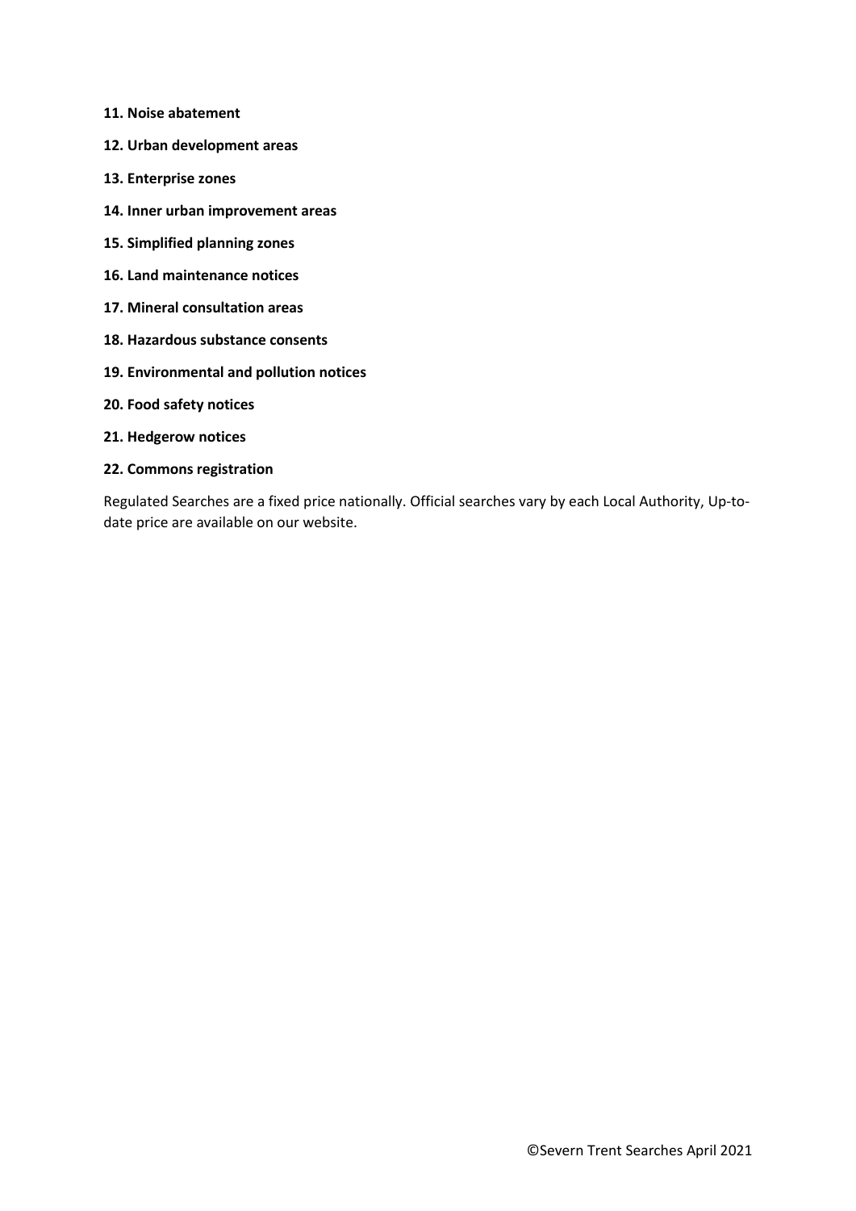**11. Noise abatement**

**12. Urban development areas**

**13. Enterprise zones**

**14. Inner urban improvement areas**

**15. Simplified planning zones**

**16. Land maintenance notices**

**17. Mineral consultation areas**

**18. Hazardous substance consents**

**19. Environmental and pollution notices**

**20. Food safety notices**

**21. Hedgerow notices**

**22. Commons registration**

Regulated Searches are a fixed price nationally. Official searches vary by each Local Authority, Up-to-date price are available on our website.

©Severn Trent Searches April 2021